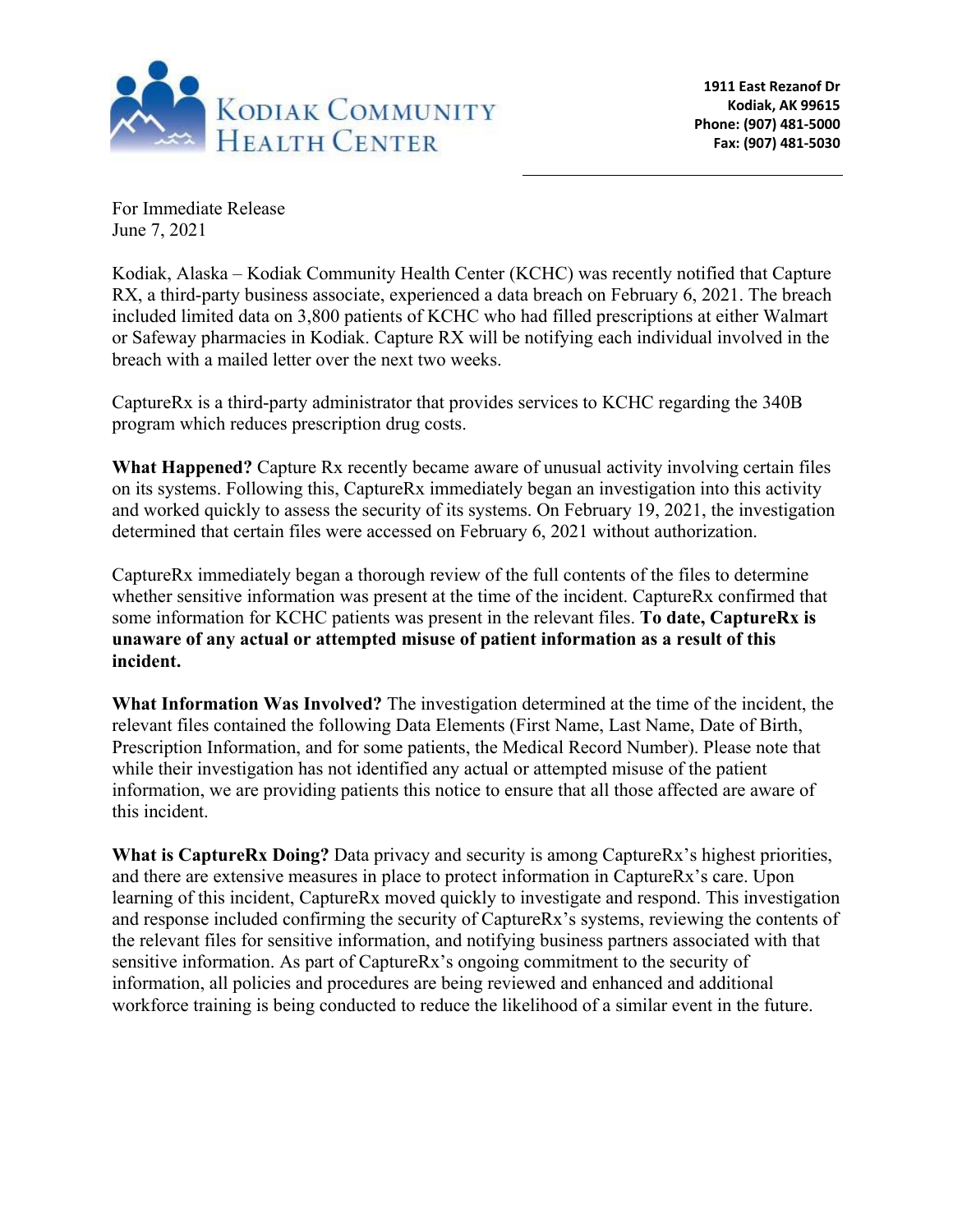Kodiak Community Health Center

1911 East Rezanof Dr
Kodiak, AK 99615
Phone: (907) 481-5000
Fax: (907) 481-5030

For Immediate Release
June 7, 2021

Kodiak, Alaska – Kodiak Community Health Center (KCHC) was recently notified that Capture RX, a third-party business associate, experienced a data breach on February 6, 2021. The breach included limited data on 3,800 patients of KCHC who had filled prescriptions at either Walmart or Safeway pharmacies in Kodiak. Capture RX will be notifying each individual involved in the breach with a mailed letter over the next two weeks.

CaptureRx is a third-party administrator that provides services to KCHC regarding the 340B program which reduces prescription drug costs.

**What Happened?** Capture Rx recently became aware of unusual activity involving certain files on its systems. Following this, CaptureRx immediately began an investigation into this activity and worked quickly to assess the security of its systems. On February 19, 2021, the investigation determined that certain files were accessed on February 6, 2021 without authorization.

CaptureRx immediately began a thorough review of the full contents of the files to determine whether sensitive information was present at the time of the incident. CaptureRx confirmed that some information for KCHC patients was present in the relevant files. **To date, CaptureRx is unaware of any actual or attempted misuse of patient information as a result of this incident.**

**What Information Was Involved?** The investigation determined at the time of the incident, the relevant files contained the following Data Elements (First Name, Last Name, Date of Birth, Prescription Information, and for some patients, the Medical Record Number). Please note that while their investigation has not identified any actual or attempted misuse of the patient information, we are providing patients this notice to ensure that all those affected are aware of this incident.

**What is CaptureRx Doing?** Data privacy and security is among CaptureRx's highest priorities, and there are extensive measures in place to protect information in CaptureRx's care. Upon learning of this incident, CaptureRx moved quickly to investigate and respond. This investigation and response included confirming the security of CaptureRx's systems, reviewing the contents of the relevant files for sensitive information, and notifying business partners associated with that sensitive information. As part of CaptureRx's ongoing commitment to the security of information, all policies and procedures are being reviewed and enhanced and additional workforce training is being conducted to reduce the likelihood of a similar event in the future.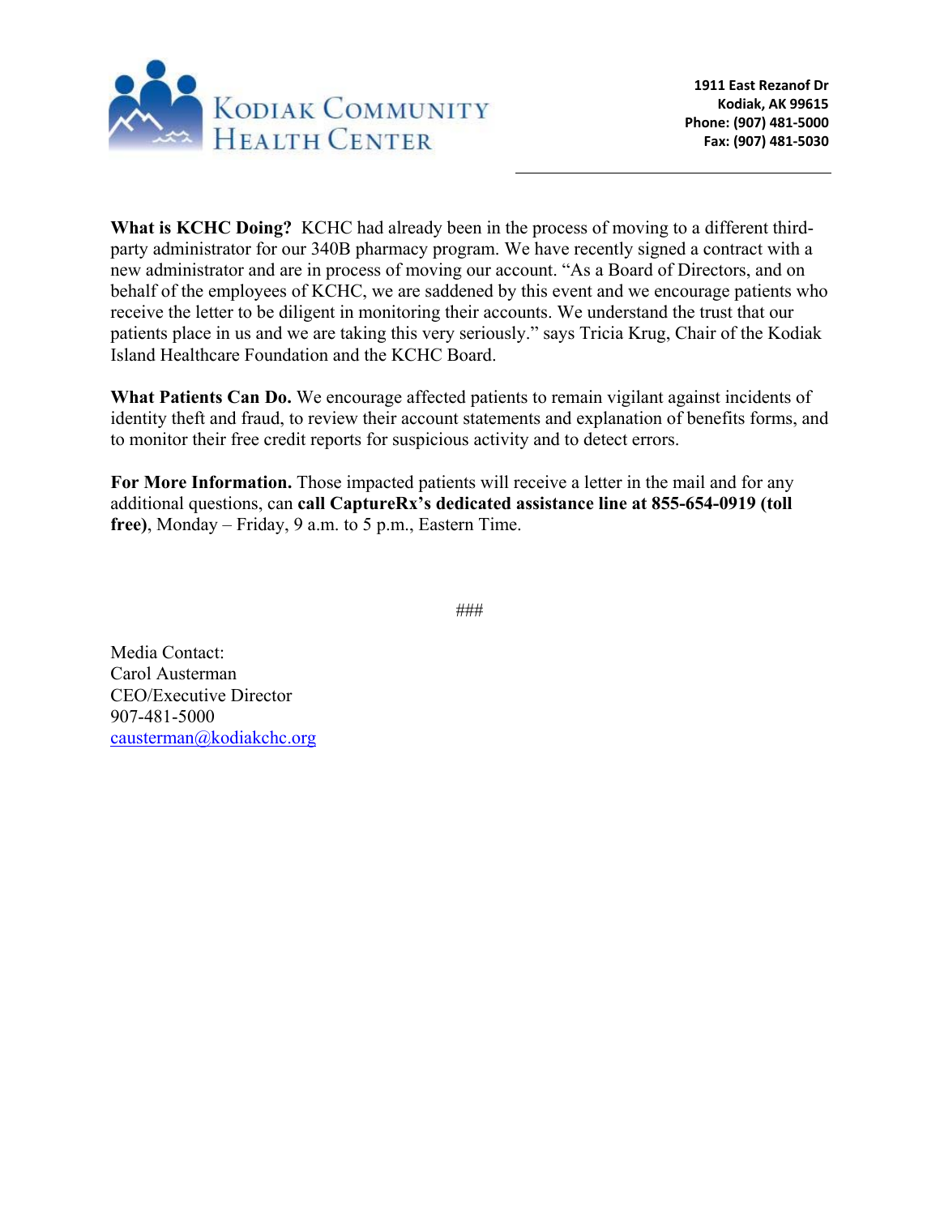**Kodiak Community Health Center**

**1911 East Rezanof Dr**
**Kodiak, AK 99615**
**Phone: (907) 481-5000**
**Fax: (907) 481-5030**

**What is KCHC Doing?** KCHC had already been in the process of moving to a different third-party administrator for our 340B pharmacy program. We have recently signed a contract with a new administrator and are in process of moving our account. "As a Board of Directors, and on behalf of the employees of KCHC, we are saddened by this event and we encourage patients who receive the letter to be diligent in monitoring their accounts. We understand the trust that our patients place in us and we are taking this very seriously." says Tricia Krug, Chair of the Kodiak Island Healthcare Foundation and the KCHC Board.

**What Patients Can Do.** We encourage affected patients to remain vigilant against incidents of identity theft and fraud, to review their account statements and explanation of benefits forms, and to monitor their free credit reports for suspicious activity and to detect errors.

**For More Information.** Those impacted patients will receive a letter in the mail and for any additional questions, can **call CaptureRx's dedicated assistance line at 855-654-0919 (toll free)**, Monday – Friday, 9 a.m. to 5 p.m., Eastern Time.

###

Media Contact:
Carol Austerman
CEO/Executive Director
907-481-5000
causterman@kodiakchc.org